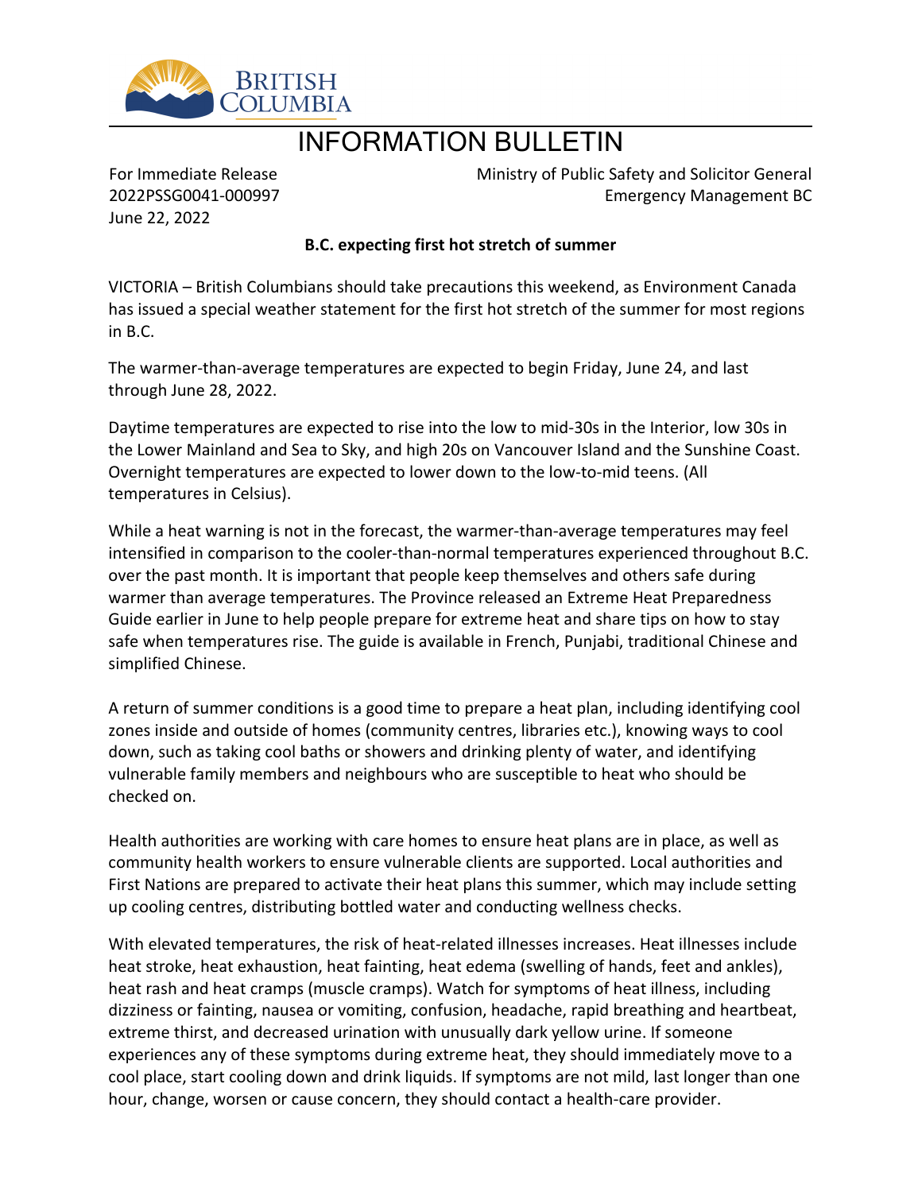# INFORMATION BULLETIN

For Immediate Release
2022PSSG0041-000997
June 22, 2022

Ministry of Public Safety and Solicitor General
Emergency Management BC

**B.C. expecting first hot stretch of summer**

VICTORIA – British Columbians should take precautions this weekend, as Environment Canada has issued a special weather statement for the first hot stretch of the summer for most regions in B.C.

The warmer-than-average temperatures are expected to begin Friday, June 24, and last through June 28, 2022.

Daytime temperatures are expected to rise into the low to mid-30s in the Interior, low 30s in the Lower Mainland and Sea to Sky, and high 20s on Vancouver Island and the Sunshine Coast. Overnight temperatures are expected to lower down to the low-to-mid teens. (All temperatures in Celsius).

While a heat warning is not in the forecast, the warmer-than-average temperatures may feel intensified in comparison to the cooler-than-normal temperatures experienced throughout B.C. over the past month. It is important that people keep themselves and others safe during warmer than average temperatures. The Province released an Extreme Heat Preparedness Guide earlier in June to help people prepare for extreme heat and share tips on how to stay safe when temperatures rise. The guide is available in French, Punjabi, traditional Chinese and simplified Chinese.

A return of summer conditions is a good time to prepare a heat plan, including identifying cool zones inside and outside of homes (community centres, libraries etc.), knowing ways to cool down, such as taking cool baths or showers and drinking plenty of water, and identifying vulnerable family members and neighbours who are susceptible to heat who should be checked on.

Health authorities are working with care homes to ensure heat plans are in place, as well as community health workers to ensure vulnerable clients are supported. Local authorities and First Nations are prepared to activate their heat plans this summer, which may include setting up cooling centres, distributing bottled water and conducting wellness checks.

With elevated temperatures, the risk of heat-related illnesses increases. Heat illnesses include heat stroke, heat exhaustion, heat fainting, heat edema (swelling of hands, feet and ankles), heat rash and heat cramps (muscle cramps). Watch for symptoms of heat illness, including dizziness or fainting, nausea or vomiting, confusion, headache, rapid breathing and heartbeat, extreme thirst, and decreased urination with unusually dark yellow urine. If someone experiences any of these symptoms during extreme heat, they should immediately move to a cool place, start cooling down and drink liquids. If symptoms are not mild, last longer than one hour, change, worsen or cause concern, they should contact a health-care provider.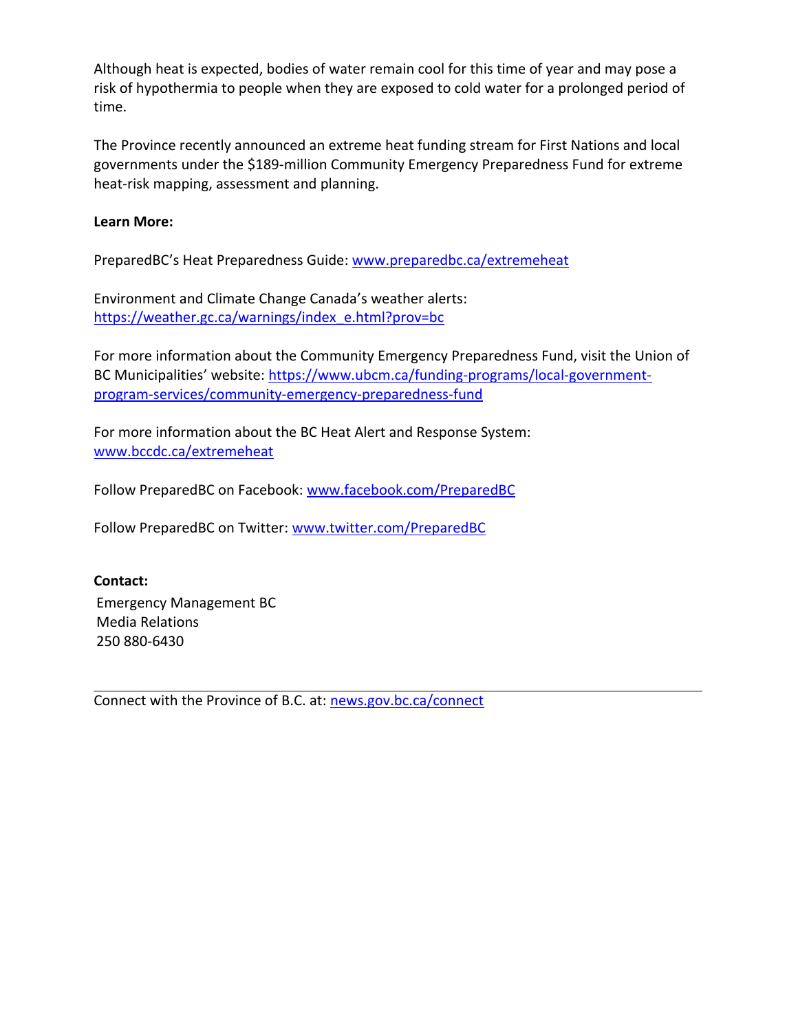Although heat is expected, bodies of water remain cool for this time of year and may pose a risk of hypothermia to people when they are exposed to cold water for a prolonged period of time.

The Province recently announced an extreme heat funding stream for First Nations and local governments under the $189-million Community Emergency Preparedness Fund for extreme heat-risk mapping, assessment and planning.

**Learn More:**

PreparedBC's Heat Preparedness Guide: [www.preparedbc.ca/extremeheat](www.preparedbc.ca/extremeheat)

Environment and Climate Change Canada's weather alerts: [https://weather.gc.ca/warnings/index_e.html?prov=bc](https://weather.gc.ca/warnings/index_e.html?prov=bc)

For more information about the Community Emergency Preparedness Fund, visit the Union of BC Municipalities' website: [https://www.ubcm.ca/funding-programs/local-government-program-services/community-emergency-preparedness-fund](https://www.ubcm.ca/funding-programs/local-government-program-services/community-emergency-preparedness-fund)

For more information about the BC Heat Alert and Response System: [www.bccdc.ca/extremeheat](www.bccdc.ca/extremeheat)

Follow PreparedBC on Facebook: [www.facebook.com/PreparedBC](www.facebook.com/PreparedBC)

Follow PreparedBC on Twitter: [www.twitter.com/PreparedBC](www.twitter.com/PreparedBC)

**Contact:**

Emergency Management BC
Media Relations
250 880-6430

---

Connect with the Province of B.C. at: [news.gov.bc.ca/connect](news.gov.bc.ca/connect)